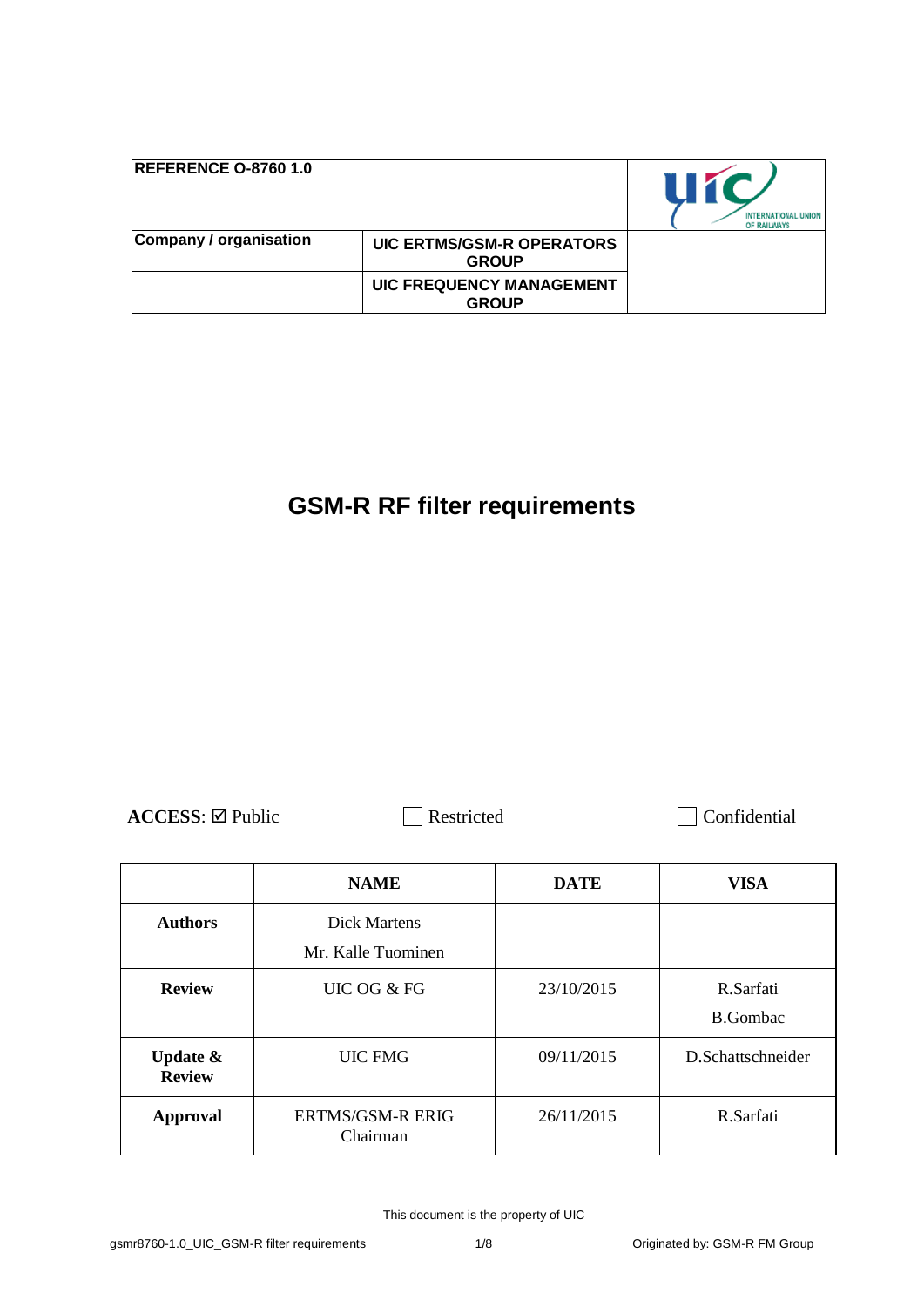| REFERENCE O-8760 1.0 | | |
| --- | --- | --- |
| Company / organisation | UIC ERTMS/GSM-R OPERATORS GROUP | |
| | UIC FREQUENCY MANAGEMENT GROUP | |

# GSM-R RF filter requirements

**ACCESS**: ☑ Public ☐ Restricted ☐ Confidential

| | NAME | DATE | VISA |
| --- | --- | --- | --- |
| **Authors** | Dick Martens<br>Mr. Kalle Tuominen | | |
| **Review** | UIC OG & FG | 23/10/2015 | R.Sarfati<br>B.Gombac |
| **Update & Review** | UIC FMG | 09/11/2015 | D.Schattschneider |
| **Approval** | ERTMS/GSM-R ERIG Chairman | 26/11/2015 | R.Sarfati |

This document is the property of UIC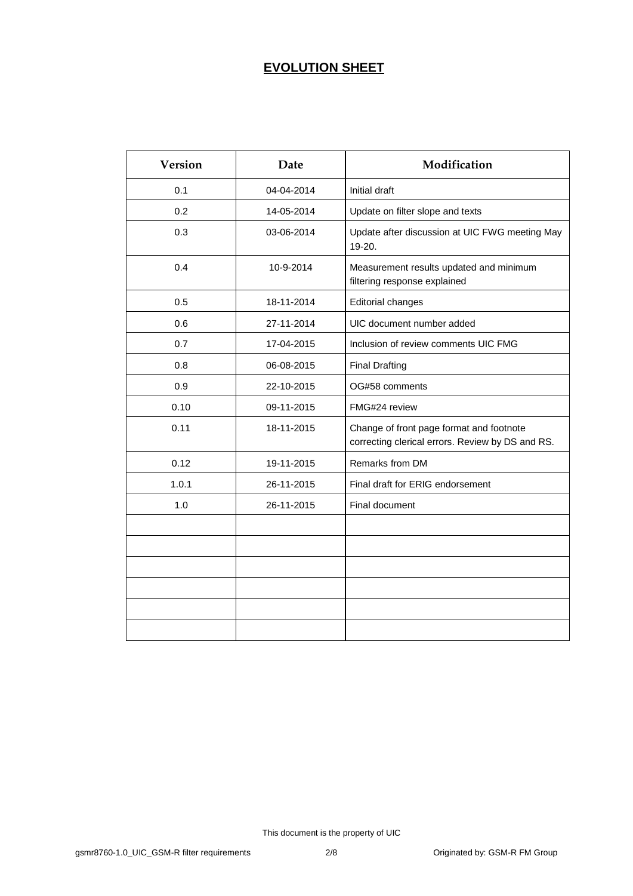# EVOLUTION SHEET

| Version | Date | Modification |
|---|---|---|
| 0.1 | 04-04-2014 | Initial draft |
| 0.2 | 14-05-2014 | Update on filter slope and texts |
| 0.3 | 03-06-2014 | Update after discussion at UIC FWG meeting May 19-20. |
| 0.4 | 10-9-2014 | Measurement results updated and minimum filtering response explained |
| 0.5 | 18-11-2014 | Editorial changes |
| 0.6 | 27-11-2014 | UIC document number added |
| 0.7 | 17-04-2015 | Inclusion of review comments UIC FMG |
| 0.8 | 06-08-2015 | Final Drafting |
| 0.9 | 22-10-2015 | OG#58 comments |
| 0.10 | 09-11-2015 | FMG#24 review |
| 0.11 | 18-11-2015 | Change of front page format and footnote correcting clerical errors. Review by DS and RS. |
| 0.12 | 19-11-2015 | Remarks from DM |
| 1.0.1 | 26-11-2015 | Final draft for ERIG endorsement |
| 1.0 | 26-11-2015 | Final document |
| | | |
| | | |
| | | |
| | | |
| | | |
| | | |

This document is the property of UIC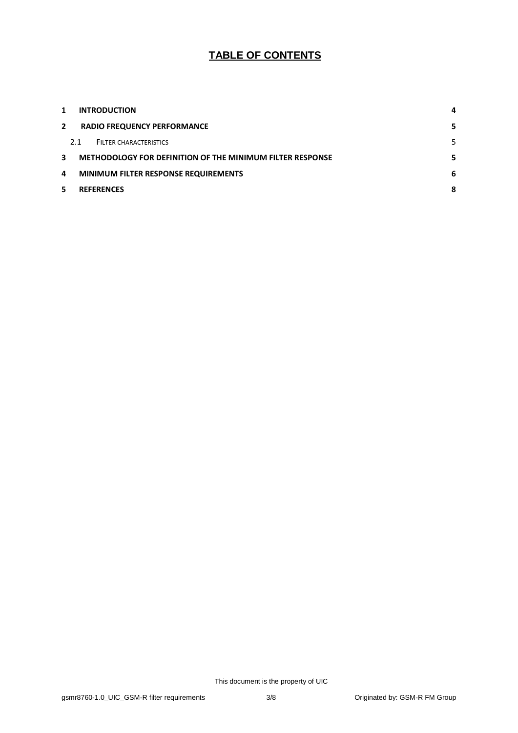# TABLE OF CONTENTS

| | | |
|---|---|---|
| **1** | **INTRODUCTION** | **4** |
| **2** | **RADIO FREQUENCY PERFORMANCE** | **5** |
| 2.1 | FILTER CHARACTERISTICS | 5 |
| **3** | **METHODOLOGY FOR DEFINITION OF THE MINIMUM FILTER RESPONSE** | **5** |
| **4** | **MINIMUM FILTER RESPONSE REQUIREMENTS** | **6** |
| **5** | **REFERENCES** | **8** |

This document is the property of UIC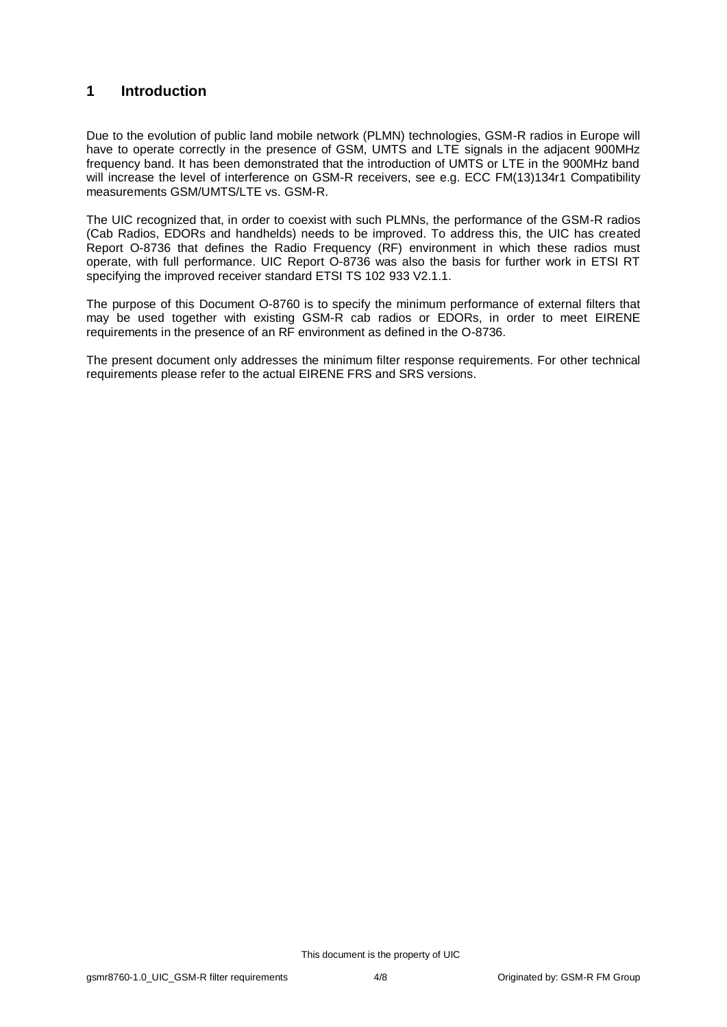# 1 Introduction

Due to the evolution of public land mobile network (PLMN) technologies, GSM-R radios in Europe will have to operate correctly in the presence of GSM, UMTS and LTE signals in the adjacent 900MHz frequency band. It has been demonstrated that the introduction of UMTS or LTE in the 900MHz band will increase the level of interference on GSM-R receivers, see e.g. ECC FM(13)134r1 Compatibility measurements GSM/UMTS/LTE vs. GSM-R.

The UIC recognized that, in order to coexist with such PLMNs, the performance of the GSM-R radios (Cab Radios, EDORs and handhelds) needs to be improved. To address this, the UIC has created Report O-8736 that defines the Radio Frequency (RF) environment in which these radios must operate, with full performance. UIC Report O-8736 was also the basis for further work in ETSI RT specifying the improved receiver standard ETSI TS 102 933 V2.1.1.

The purpose of this Document O-8760 is to specify the minimum performance of external filters that may be used together with existing GSM-R cab radios or EDORs, in order to meet EIRENE requirements in the presence of an RF environment as defined in the O-8736.

The present document only addresses the minimum filter response requirements. For other technical requirements please refer to the actual EIRENE FRS and SRS versions.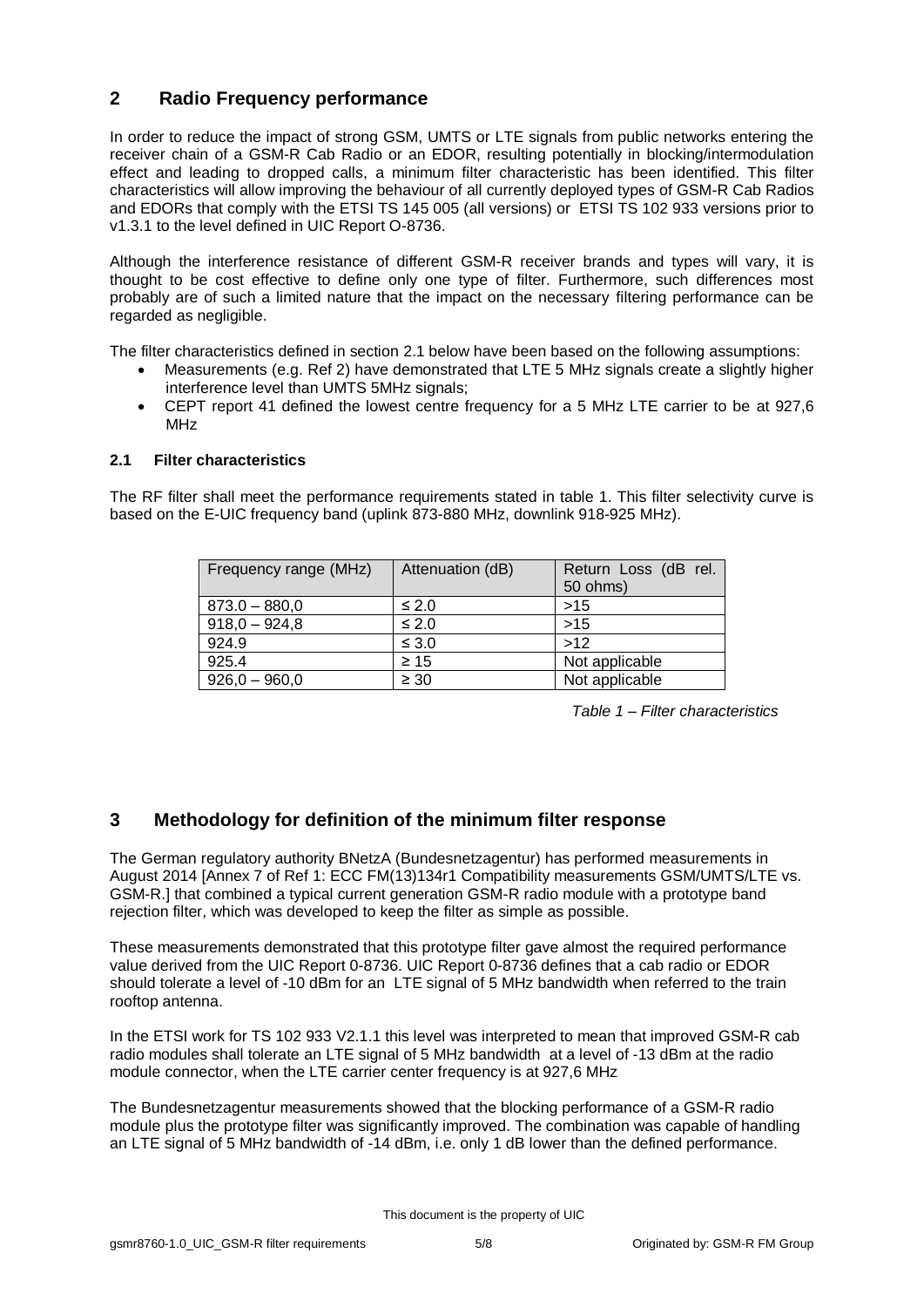## 2 Radio Frequency performance

In order to reduce the impact of strong GSM, UMTS or LTE signals from public networks entering the receiver chain of a GSM-R Cab Radio or an EDOR, resulting potentially in blocking/intermodulation effect and leading to dropped calls, a minimum filter characteristic has been identified. This filter characteristics will allow improving the behaviour of all currently deployed types of GSM-R Cab Radios and EDORs that comply with the ETSI TS 145 005 (all versions) or ETSI TS 102 933 versions prior to v1.3.1 to the level defined in UIC Report O-8736.

Although the interference resistance of different GSM-R receiver brands and types will vary, it is thought to be cost effective to define only one type of filter. Furthermore, such differences most probably are of such a limited nature that the impact on the necessary filtering performance can be regarded as negligible.

The filter characteristics defined in section 2.1 below have been based on the following assumptions:

- Measurements (e.g. Ref 2) have demonstrated that LTE 5 MHz signals create a slightly higher interference level than UMTS 5MHz signals;
- CEPT report 41 defined the lowest centre frequency for a 5 MHz LTE carrier to be at 927,6 MHz

### 2.1 Filter characteristics

The RF filter shall meet the performance requirements stated in table 1. This filter selectivity curve is based on the E-UIC frequency band (uplink 873-880 MHz, downlink 918-925 MHz).

| Frequency range (MHz) | Attenuation (dB) | Return Loss (dB rel. 50 ohms) |
|---|---|---|
| 873.0 – 880,0 | ≤ 2.0 | >15 |
| 918,0 – 924,8 | ≤ 2.0 | >15 |
| 924.9 | ≤ 3.0 | >12 |
| 925.4 | ≥ 15 | Not applicable |
| 926,0 – 960,0 | ≥ 30 | Not applicable |

*Table 1 – Filter characteristics*

## 3 Methodology for definition of the minimum filter response

The German regulatory authority BNetzA (Bundesnetzagentur) has performed measurements in August 2014 [Annex 7 of Ref 1: ECC FM(13)134r1 Compatibility measurements GSM/UMTS/LTE vs. GSM-R.] that combined a typical current generation GSM-R radio module with a prototype band rejection filter, which was developed to keep the filter as simple as possible.

These measurements demonstrated that this prototype filter gave almost the required performance value derived from the UIC Report 0-8736. UIC Report 0-8736 defines that a cab radio or EDOR should tolerate a level of -10 dBm for an LTE signal of 5 MHz bandwidth when referred to the train rooftop antenna.

In the ETSI work for TS 102 933 V2.1.1 this level was interpreted to mean that improved GSM-R cab radio modules shall tolerate an LTE signal of 5 MHz bandwidth at a level of -13 dBm at the radio module connector, when the LTE carrier center frequency is at 927,6 MHz

The Bundesnetzagentur measurements showed that the blocking performance of a GSM-R radio module plus the prototype filter was significantly improved. The combination was capable of handling an LTE signal of 5 MHz bandwidth of -14 dBm, i.e. only 1 dB lower than the defined performance.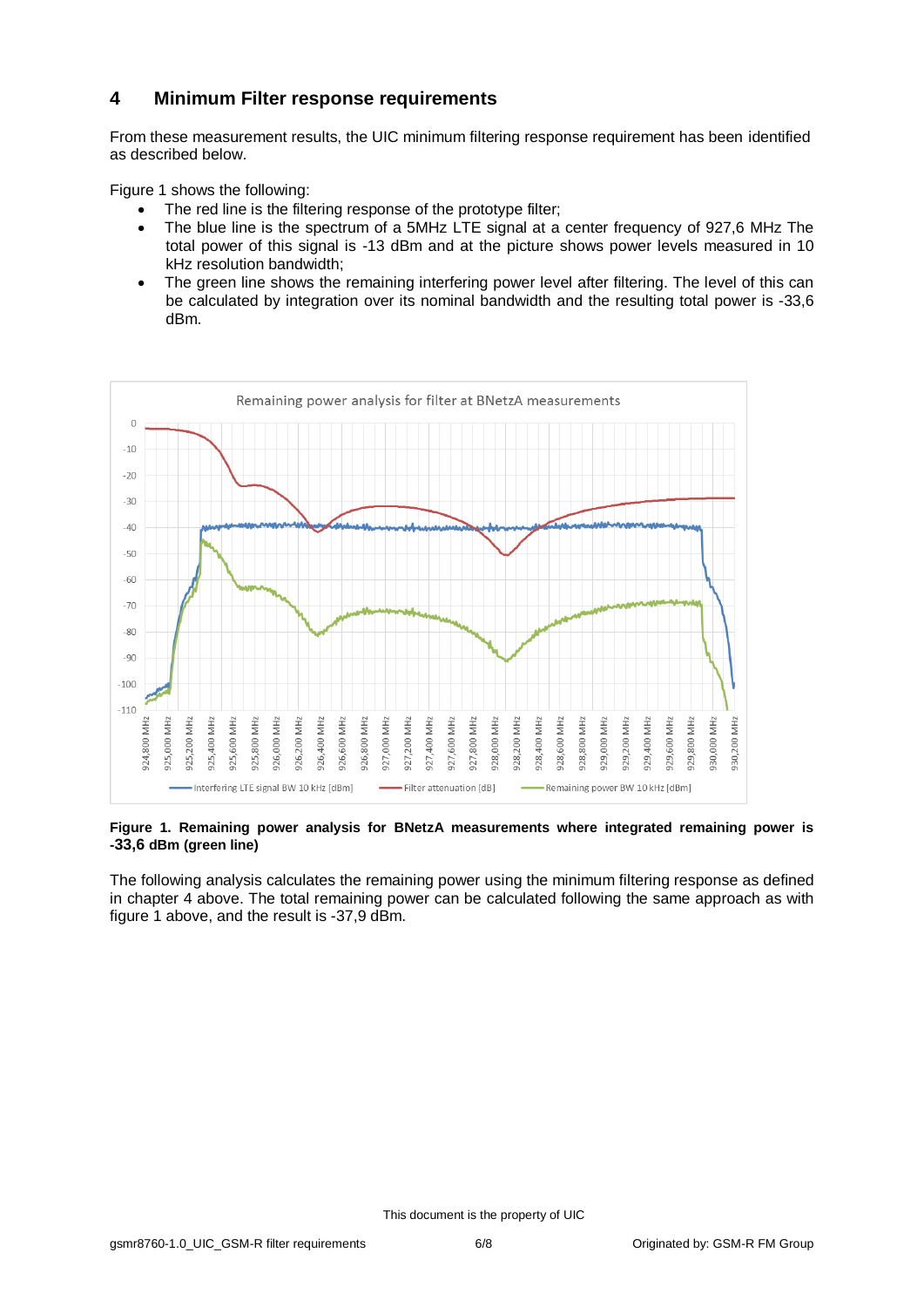# 4 Minimum Filter response requirements

From these measurement results, the UIC minimum filtering response requirement has been identified as described below.

Figure 1 shows the following:

- The red line is the filtering response of the prototype filter;
- The blue line is the spectrum of a 5MHz LTE signal at a center frequency of 927,6 MHz The total power of this signal is -13 dBm and at the picture shows power levels measured in 10 kHz resolution bandwidth;
- The green line shows the remaining interfering power level after filtering. The level of this can be calculated by integration over its nominal bandwidth and the resulting total power is -33,6 dBm.

**Figure 1. Remaining power analysis for BNetzA measurements where integrated remaining power is -33,6 dBm (green line)**

The following analysis calculates the remaining power using the minimum filtering response as defined in chapter 4 above. The total remaining power can be calculated following the same approach as with figure 1 above, and the result is -37,9 dBm.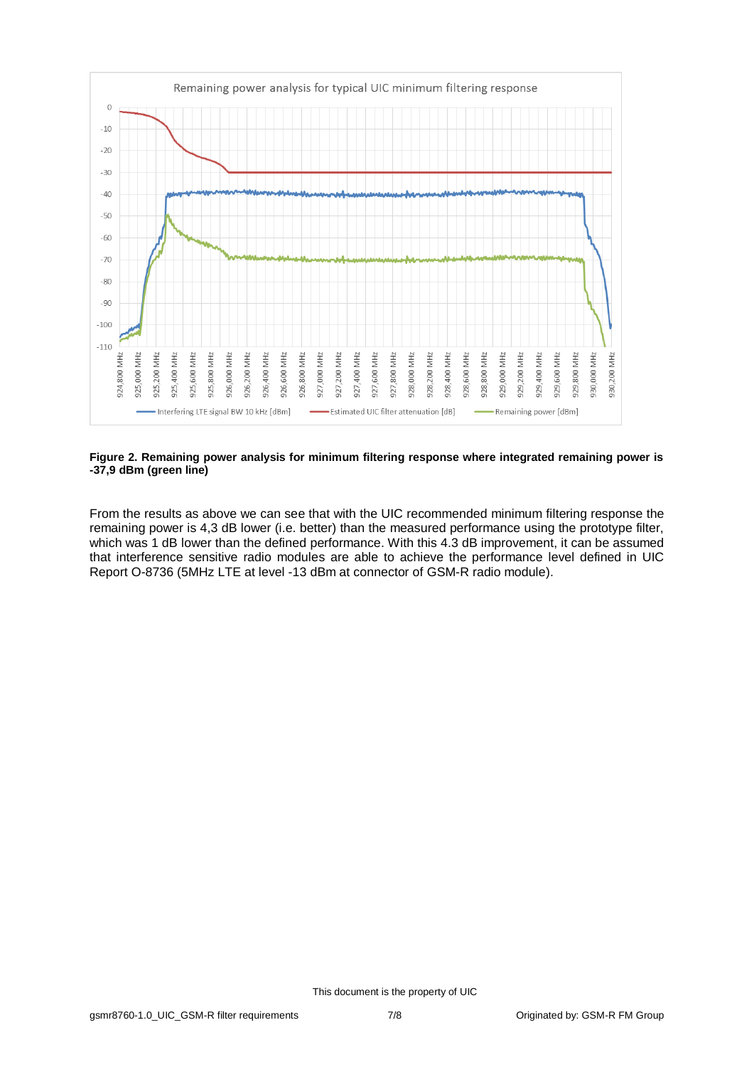**Figure 2. Remaining power analysis for minimum filtering response where integrated remaining power is -37,9 dBm (green line)**

From the results as above we can see that with the UIC recommended minimum filtering response the remaining power is 4,3 dB lower (i.e. better) than the measured performance using the prototype filter, which was 1 dB lower than the defined performance. With this 4.3 dB improvement, it can be assumed that interference sensitive radio modules are able to achieve the performance level defined in UIC Report O-8736 (5MHz LTE at level -13 dBm at connector of GSM-R radio module).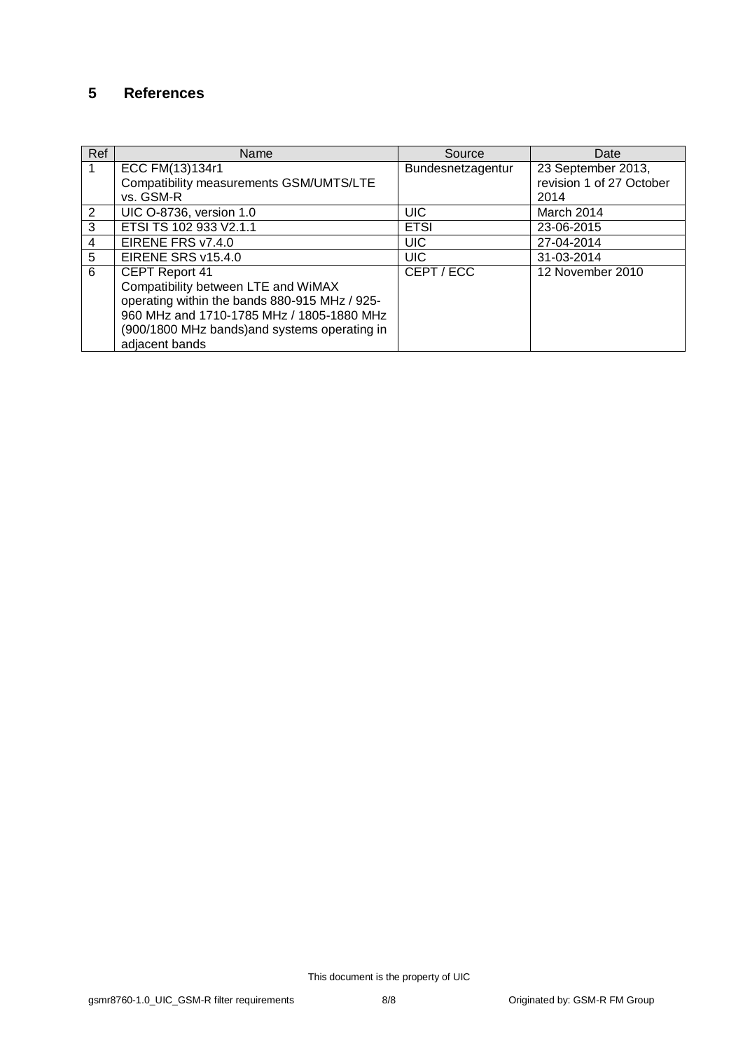# 5 References

| Ref | Name | Source | Date |
|---|---|---|---|
| 1 | ECC FM(13)134r1 Compatibility measurements GSM/UMTS/LTE vs. GSM-R | Bundesnetzagentur | 23 September 2013, revision 1 of 27 October 2014 |
| 2 | UIC O-8736, version 1.0 | UIC | March 2014 |
| 3 | ETSI TS 102 933 V2.1.1 | ETSI | 23-06-2015 |
| 4 | EIRENE FRS v7.4.0 | UIC | 27-04-2014 |
| 5 | EIRENE SRS v15.4.0 | UIC | 31-03-2014 |
| 6 | CEPT Report 41 Compatibility between LTE and WiMAX operating within the bands 880-915 MHz / 925-960 MHz and 1710-1785 MHz / 1805-1880 MHz (900/1800 MHz bands)and systems operating in adjacent bands | CEPT / ECC | 12 November 2010 |